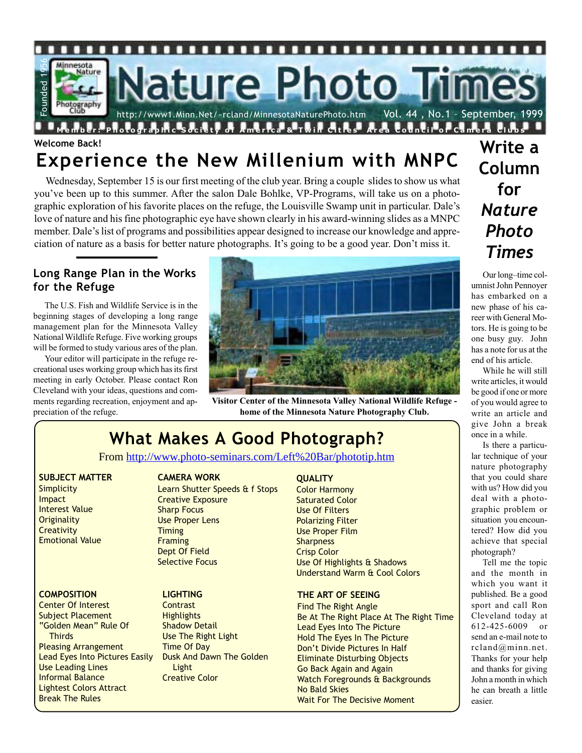# Nature Photo Times

Founded 1956

Minnesota Nature Photography Club

http://www1.Minn.Net/~rcland/MinnesotaNaturePhoto.htm Vol. 44 , No.1 – September, 1999

Member: Photographic Society of America & Twin Cities Area Council of Camera Clubs

**Welcome Back!**

## Experience the New Millenium with MNPC

Wednesday, September 15 is our first meeting of the club year. Bring a couple slides to show us what you've been up to this summer. After the salon Dale Bohlke, VP-Programs, will take us on a photographic exploration of his favorite places on the refuge, the Louisville Swamp unit in particular. Dale's love of nature and his fine photographic eye have shown clearly in his award-winning slides as a MNPC member. Dale's list of programs and possibilities appear designed to increase our knowledge and appreciation of nature as a basis for better nature photographs. It's going to be a good year. Don't miss it.

### Long Range Plan in the Works for the Refuge

The U.S. Fish and Wildlife Service is in the beginning stages of developing a long range management plan for the Minnesota Valley National Wildlife Refuge. Five working groups will be formed to study various ares of the plan.

Your editor will participate in the refuge recreational uses working group which has its first meeting in early October. Please contact Ron Cleveland with your ideas, questions and comments regarding recreation, enjoyment and appreciation of the refuge.

**Visitor Center of the Minnesota Valley National Wildlife Refuge - home of the Minnesota Nature Photography Club.**

## What Makes A Good Photograph?

From http://www.photo-seminars.com/Left%20Bar/phototip.htm

**SUBJECT MATTER**
- Simplicity
- Impact
- Interest Value
- Originality
- Creativity
- Emotional Value

**CAMERA WORK**
- Learn Shutter Speeds & f Stops
- Creative Exposure
- Sharp Focus
- Use Proper Lens
- Timing
- Framing
- Dept Of Field
- Selective Focus

**QUALITY**
- Color Harmony
- Saturated Color
- Use Of Filters
- Polarizing Filter
- Use Proper Film
- Sharpness
- Crisp Color
- Use Of Highlights & Shadows
- Understand Warm & Cool Colors

**COMPOSITION**
- Center Of Interest
- Subject Placement
- "Golden Mean" Rule Of Thirds
- Pleasing Arrangement
- Lead Eyes Into Pictures Easily
- Use Leading Lines
- Informal Balance
- Lightest Colors Attract
- Break The Rules

**LIGHTING**
- Contrast
- Highlights
- Shadow Detail
- Use The Right Light
- Time Of Day
- Dusk And Dawn The Golden Light
- Creative Color

**THE ART OF SEEING**
- Find The Right Angle
- Be At The Right Place At The Right Time
- Lead Eyes Into The Picture
- Hold The Eyes In The Picture
- Don't Divide Pictures In Half
- Eliminate Disturbing Objects
- Go Back Again and Again
- Watch Foregrounds & Backgrounds
- No Bald Skies
- Wait For The Decisive Moment

## Write a Column for *Nature Photo Times*

Our long–time columnist John Pennoyer has embarked on a new phase of his career with General Motors. He is going to be one busy guy. John has a note for us at the end of his article.

While he will still write articles, it would be good if one or more of you would agree to write an article and give John a break once in a while.

Is there a particular technique of your nature photography that you could share with us? How did you deal with a photographic problem or situation you encountered? How did you achieve that special photograph?

Tell me the topic and the month in which you want it published. Be a good sport and call Ron Cleveland today at 612-425-6009 or send an e-mail note to rcland@minn.net. Thanks for your help and thanks for giving John a month in which he can breath a little easier.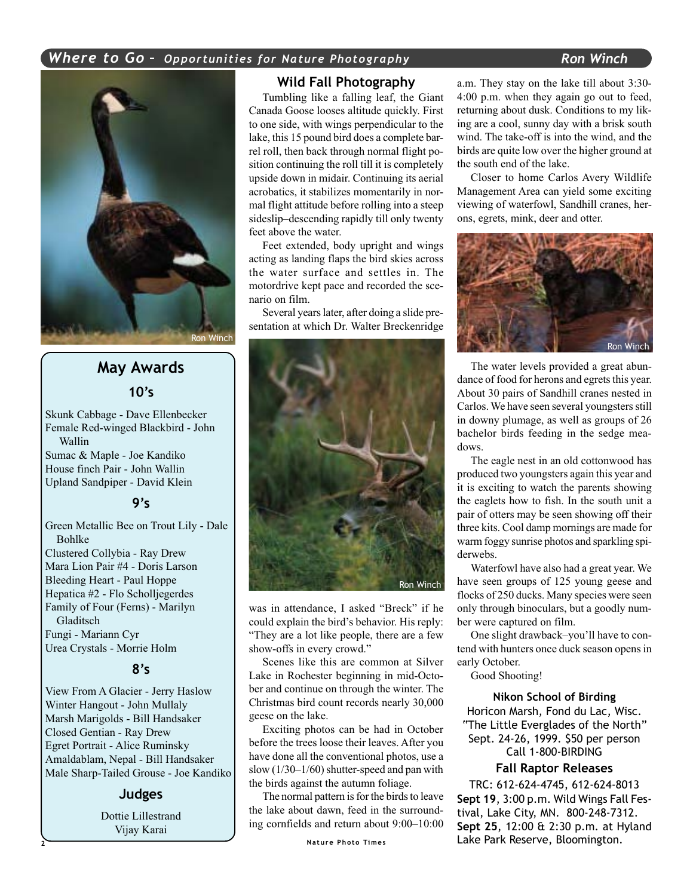## Where to Go – *Opportunities for Nature Photography*

**Ron Winch**

### Wild Fall Photography

Tumbling like a falling leaf, the Giant Canada Goose looses altitude quickly. First to one side, with wings perpendicular to the lake, this 15 pound bird does a complete barrel roll, then back through normal flight position continuing the roll till it is completely upside down in midair. Continuing its aerial acrobatics, it stabilizes momentarily in normal flight attitude before rolling into a steep sideslip–descending rapidly till only twenty feet above the water.

Feet extended, body upright and wings acting as landing flaps the bird skies across the water surface and settles in. The motordrive kept pace and recorded the scenario on film.

Several years later, after doing a slide presentation at which Dr. Walter Breckenridge was in attendance, I asked "Breck" if he could explain the bird's behavior. His reply: "They are a lot like people, there are a few show-offs in every crowd."

Scenes like this are common at Silver Lake in Rochester beginning in mid-October and continue on through the winter. The Christmas bird count records nearly 30,000 geese on the lake.

Exciting photos can be had in October before the trees loose their leaves. After you have done all the conventional photos, use a slow (1/30–1/60) shutter-speed and pan with the birds against the autumn foliage.

The normal pattern is for the birds to leave the lake about dawn, feed in the surrounding cornfields and return about 9:00–10:00 a.m. They stay on the lake till about 3:30-4:00 p.m. when they again go out to feed, returning about dusk. Conditions to my liking are a cool, sunny day with a brisk south wind. The take-off is into the wind, and the birds are quite low over the higher ground at the south end of the lake.

Closer to home Carlos Avery Wildlife Management Area can yield some exciting viewing of waterfowl, Sandhill cranes, herons, egrets, mink, deer and otter.

The water levels provided a great abundance of food for herons and egrets this year. About 30 pairs of Sandhill cranes nested in Carlos. We have seen several youngsters still in downy plumage, as well as groups of 26 bachelor birds feeding in the sedge meadows.

The eagle nest in an old cottonwood has produced two youngsters again this year and it is exciting to watch the parents showing the eaglets how to fish. In the south unit a pair of otters may be seen showing off their three kits. Cool damp mornings are made for warm foggy sunrise photos and sparkling spiderwebs.

Waterfowl have also had a great year. We have seen groups of 125 young geese and flocks of 250 ducks. Many species were seen only through binoculars, but a goodly number were captured on film.

One slight drawback–you'll have to contend with hunters once duck season opens in early October.

Good Shooting!

**Nikon School of Birding**

Horicon Marsh, Fond du Lac, Wisc.
"The Little Everglades of the North"
Sept. 24-26, 1999. $50 per person
Call 1-800-BIRDING

**Fall Raptor Releases**

TRC: 612-624-4745, 612-624-8013
**Sept 19**, 3:00 p.m. Wild Wings Fall Festival, Lake City, MN. 800-248-7312.
**Sept 25**, 12:00 & 2:30 p.m. at Hyland Lake Park Reserve, Bloomington.

## May Awards

### 10's

Skunk Cabbage - Dave Ellenbecker
Female Red-winged Blackbird - John Wallin
Sumac & Maple - Joe Kandiko
House finch Pair - John Wallin
Upland Sandpiper - David Klein

### 9's

Green Metallic Bee on Trout Lily - Dale Bohlke
Clustered Collybia - Ray Drew
Mara Lion Pair #4 - Doris Larson
Bleeding Heart - Paul Hoppe
Hepatica #2 - Flo Scholljegerdes
Family of Four (Ferns) - Marilyn Gladitsch
Fungi - Mariann Cyr
Urea Crystals - Morrie Holm

### 8's

View From A Glacier - Jerry Haslow
Winter Hangout - John Mullaly
Marsh Marigolds - Bill Handsaker
Closed Gentian - Ray Drew
Egret Portrait - Alice Ruminsky
Amaldablam, Nepal - Bill Handsaker
Male Sharp-Tailed Grouse - Joe Kandiko

### Judges

Dottie Lillestrand
Vijay Karai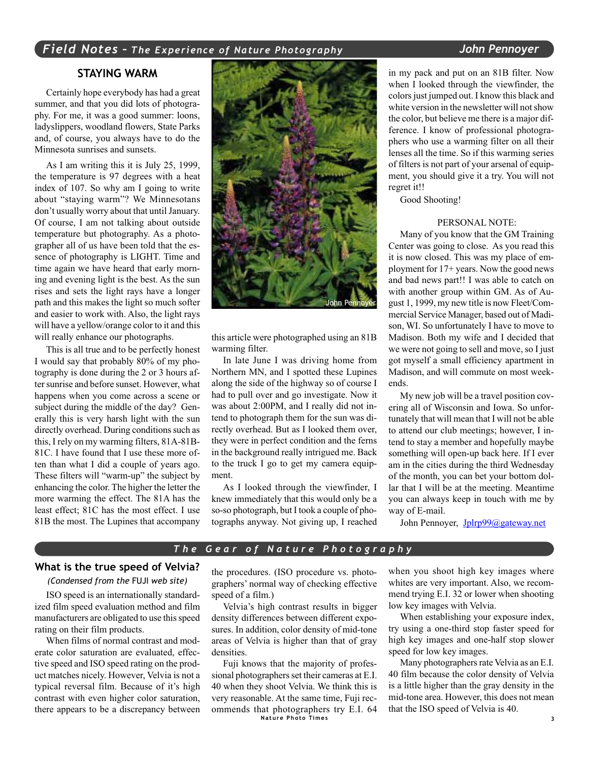## Field Notes – The Experience of Nature Photography

John Pennoyer

### STAYING WARM

Certainly hope everybody has had a great summer, and that you did lots of photography. For me, it was a good summer: loons, ladyslippers, woodland flowers, State Parks and, of course, you always have to do the Minnesota sunrises and sunsets.

As I am writing this it is July 25, 1999, the temperature is 97 degrees with a heat index of 107. So why am I going to write about "staying warm"? We Minnesotans don't usually worry about that until January. Of course, I am not talking about outside temperature but photography. As a photographer all of us have been told that the essence of photography is LIGHT. Time and time again we have heard that early morning and evening light is the best. As the sun rises and sets the light rays have a longer path and this makes the light so much softer and easier to work with. Also, the light rays will have a yellow/orange color to it and this will really enhance our photographs.

This is all true and to be perfectly honest I would say that probably 80% of my photography is done during the 2 or 3 hours after sunrise and before sunset. However, what happens when you come across a scene or subject during the middle of the day? Generally this is very harsh light with the sun directly overhead. During conditions such as this, I rely on my warming filters, 81A-81B-81C. I have found that I use these more often than what I did a couple of years ago. These filters will "warm-up" the subject by enhancing the color. The higher the letter the more warming the effect. The 81A has the least effect; 81C has the most effect. I use 81B the most. The Lupines that accompany this article were photographed using an 81B warming filter.

In late June I was driving home from Northern MN, and I spotted these Lupines along the side of the highway so of course I had to pull over and go investigate. Now it was about 2:00PM, and I really did not intend to photograph them for the sun was directly overhead. But as I looked them over, they were in perfect condition and the ferns in the background really intrigued me. Back to the truck I go to get my camera equipment.

As I looked through the viewfinder, I knew immediately that this would only be a so-so photograph, but I took a couple of photographs anyway. Not giving up, I reached in my pack and put on an 81B filter. Now when I looked through the viewfinder, the colors just jumped out. I know this black and white version in the newsletter will not show the color, but believe me there is a major difference. I know of professional photographers who use a warming filter on all their lenses all the time. So if this warming series of filters is not part of your arsenal of equipment, you should give it a try. You will not regret it!!

Good Shooting!

PERSONAL NOTE:

Many of you know that the GM Training Center was going to close. As you read this it is now closed. This was my place of employment for 17+ years. Now the good news and bad news part!! I was able to catch on with another group within GM. As of August 1, 1999, my new title is now Fleet/Commercial Service Manager, based out of Madison, WI. So unfortunately I have to move to Madison. Both my wife and I decided that we were not going to sell and move, so I just got myself a small efficiency apartment in Madison, and will commute on most weekends.

My new job will be a travel position covering all of Wisconsin and Iowa. So unfortunately that will mean that I will not be able to attend our club meetings; however, I intend to stay a member and hopefully maybe something will open-up back here. If I ever am in the cities during the third Wednesday of the month, you can bet your bottom dollar that I will be at the meeting. Meantime you can always keep in touch with me by way of E-mail.

John Pennoyer, Jplrp99@gateway.net

## The Gear of Nature Photography

### What is the true speed of Velvia?

*(Condensed from the* FUJI *web site)*

ISO speed is an internationally standardized film speed evaluation method and film manufacturers are obligated to use this speed rating on their film products.

When films of normal contrast and moderate color saturation are evaluated, effective speed and ISO speed rating on the product matches nicely. However, Velvia is not a typical reversal film. Because of it's high contrast with even higher color saturation, there appears to be a discrepancy between the procedures. (ISO procedure vs. photographers' normal way of checking effective speed of a film.)

Velvia's high contrast results in bigger density differences between different exposures. In addition, color density of mid-tone areas of Velvia is higher than that of gray densities.

Fuji knows that the majority of professional photographers set their cameras at E.I. 40 when they shoot Velvia. We think this is very reasonable. At the same time, Fuji recommends that photographers try E.I. 64 when you shoot high key images where whites are very important. Also, we recommend trying E.I. 32 or lower when shooting low key images with Velvia.

When establishing your exposure index, try using a one-third stop faster speed for high key images and one-half stop slower speed for low key images.

Many photographers rate Velvia as an E.I. 40 film because the color density of Velvia is a little higher than the gray density in the mid-tone area. However, this does not mean that the ISO speed of Velvia is 40.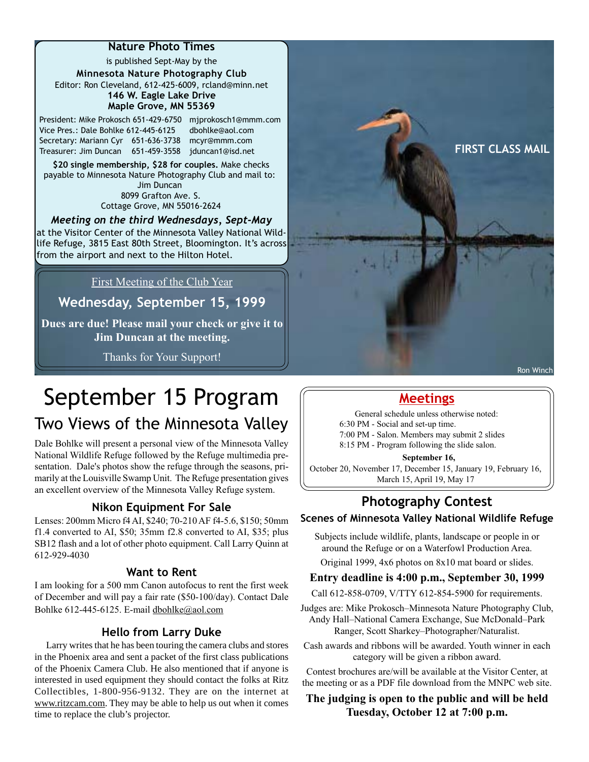**Nature Photo Times**

is published Sept-May by the

**Minnesota Nature Photography Club**

Editor: Ron Cleveland, 612-425-6009, rcland@minn.net

**146 W. Eagle Lake Drive**
**Maple Grove, MN 55369**

President: Mike Prokosch 651-429-6750 mjprokosch1@mmm.com
Vice Pres.: Dale Bohlke 612-445-6125 dbohlke@aol.com
Secretary: Mariann Cyr 651-636-3738 mcyr@mmm.com
Treasurer: Jim Duncan 651-459-3558 jduncan1@isd.net

**$20 single membership, $28 for couples.** Make checks payable to Minnesota Nature Photography Club and mail to:
Jim Duncan
8099 Grafton Ave. S.
Cottage Grove, MN 55016-2624

***Meeting on the third Wednesdays, Sept-May***
at the Visitor Center of the Minnesota Valley National Wildlife Refuge, 3815 East 80th Street, Bloomington. It's across from the airport and next to the Hilton Hotel.

First Meeting of the Club Year

**Wednesday, September 15, 1999**

**Dues are due! Please mail your check or give it to Jim Duncan at the meeting.**

Thanks for Your Support!

**FIRST CLASS MAIL**

Ron Winch

# September 15 Program

## Two Views of the Minnesota Valley

Dale Bohlke will present a personal view of the Minnesota Valley National Wildlife Refuge followed by the Refuge multimedia presentation. Dale's photos show the refuge through the seasons, primarily at the Louisville Swamp Unit. The Refuge presentation gives an excellent overview of the Minnesota Valley Refuge system.

### Nikon Equipment For Sale

Lenses: 200mm Micro f4 AI, $240; 70-210 AF f4-5.6, $150; 50mm f1.4 converted to AI, $50; 35mm f2.8 converted to AI, $35; plus SB12 flash and a lot of other photo equipment. Call Larry Quinn at 612-929-4030

### Want to Rent

I am looking for a 500 mm Canon autofocus to rent the first week of December and will pay a fair rate ($50-100/day). Contact Dale Bohlke 612-445-6125. E-mail dbohlke@aol.com

### Hello from Larry Duke

Larry writes that he has been touring the camera clubs and stores in the Phoenix area and sent a packet of the first class publications of the Phoenix Camera Club. He also mentioned that if anyone is interested in used equipment they should contact the folks at Ritz Collectibles, 1-800-956-9132. They are on the internet at www.ritzcam.com. They may be able to help us out when it comes time to replace the club's projector.

## Meetings

General schedule unless otherwise noted:
6:30 PM - Social and set-up time.
7:00 PM - Salon. Members may submit 2 slides
8:15 PM - Program following the slide salon.

**September 16,**
October 20, November 17, December 15, January 19, February 16, March 15, April 19, May 17

## Photography Contest

### Scenes of Minnesota Valley National Wildlife Refuge

Subjects include wildlife, plants, landscape or people in or around the Refuge or on a Waterfowl Production Area.

Original 1999, 4x6 photos on 8x10 mat board or slides.

**Entry deadline is 4:00 p.m., September 30, 1999**

Call 612-858-0709, V/TTY 612-854-5900 for requirements.

Judges are: Mike Prokosch–Minnesota Nature Photography Club, Andy Hall–National Camera Exchange, Sue McDonald–Park Ranger, Scott Sharkey–Photographer/Naturalist.

Cash awards and ribbons will be awarded. Youth winner in each category will be given a ribbon award.

Contest brochures are/will be available at the Visitor Center, at the meeting or as a PDF file download from the MNPC web site.

**The judging is open to the public and will be held Tuesday, October 12 at 7:00 p.m.**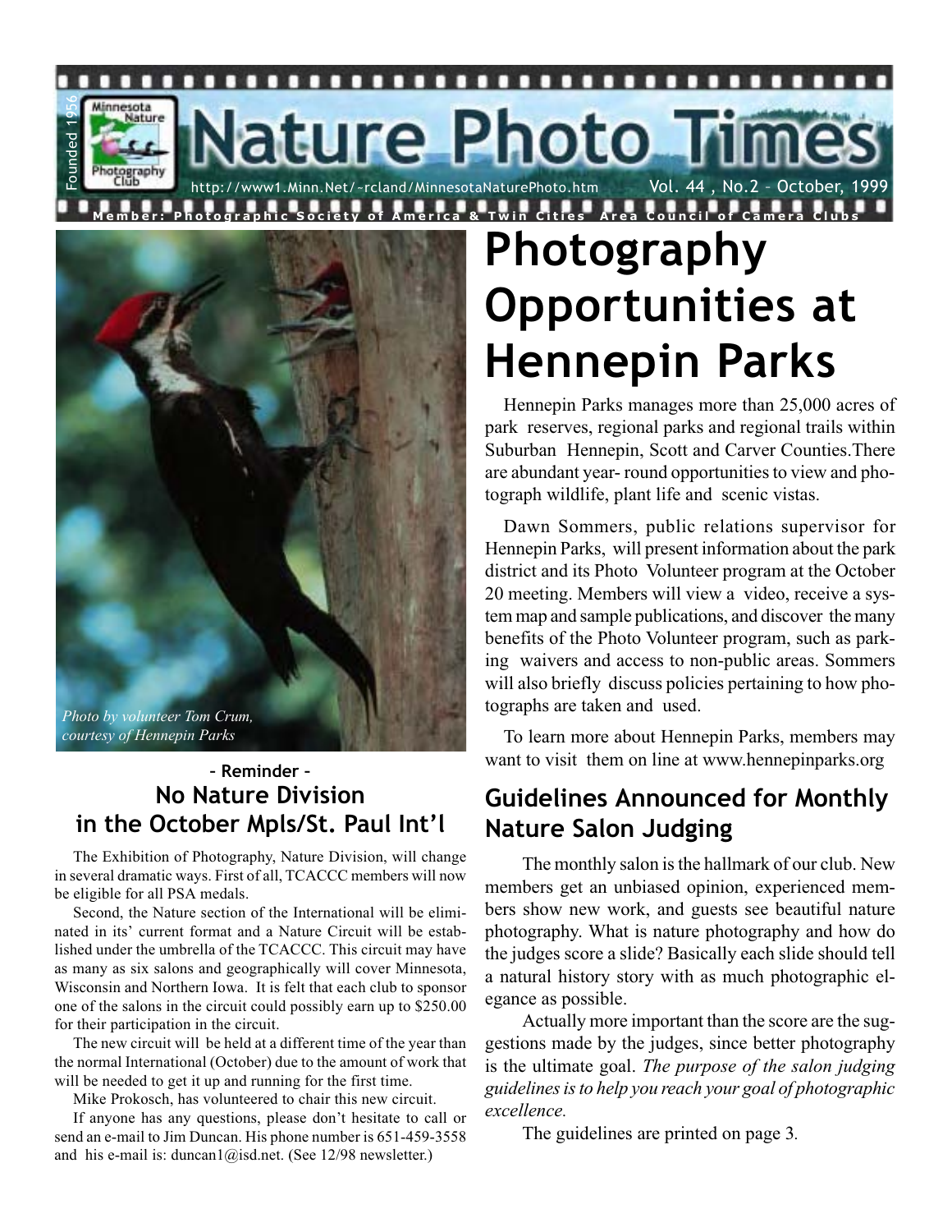# Nature Photo Times

Founded 1956

Minnesota Nature Photography Club

http://www1.Minn.Net/~rcland/MinnesotaNaturePhoto.htm

Vol. 44 , No.2 – October, 1999

Member: Photographic Society of America & Twin Cities Area Council of Camera Clubs

*Photo by volunteer Tom Crum, courtesy of Hennepin Parks*

## Photography Opportunities at Hennepin Parks

Hennepin Parks manages more than 25,000 acres of park reserves, regional parks and regional trails within Suburban Hennepin, Scott and Carver Counties.There are abundant year- round opportunities to view and photograph wildlife, plant life and scenic vistas.

Dawn Sommers, public relations supervisor for Hennepin Parks, will present information about the park district and its Photo Volunteer program at the October 20 meeting. Members will view a video, receive a system map and sample publications, and discover the many benefits of the Photo Volunteer program, such as parking waivers and access to non-public areas. Sommers will also briefly discuss policies pertaining to how photographs are taken and used.

To learn more about Hennepin Parks, members may want to visit them on line at www.hennepinparks.org

### – Reminder –
### No Nature Division in the October Mpls/St. Paul Int'l

The Exhibition of Photography, Nature Division, will change in several dramatic ways. First of all, TCACCC members will now be eligible for all PSA medals.

Second, the Nature section of the International will be eliminated in its' current format and a Nature Circuit will be established under the umbrella of the TCACCC. This circuit may have as many as six salons and geographically will cover Minnesota, Wisconsin and Northern Iowa. It is felt that each club to sponsor one of the salons in the circuit could possibly earn up to $250.00 for their participation in the circuit.

The new circuit will be held at a different time of the year than the normal International (October) due to the amount of work that will be needed to get it up and running for the first time.

Mike Prokosch, has volunteered to chair this new circuit.

If anyone has any questions, please don't hesitate to call or send an e-mail to Jim Duncan. His phone number is 651-459-3558 and his e-mail is: duncan1@isd.net. (See 12/98 newsletter.)

### Guidelines Announced for Monthly Nature Salon Judging

The monthly salon is the hallmark of our club. New members get an unbiased opinion, experienced members show new work, and guests see beautiful nature photography. What is nature photography and how do the judges score a slide? Basically each slide should tell a natural history story with as much photographic elegance as possible.

Actually more important than the score are the suggestions made by the judges, since better photography is the ultimate goal. *The purpose of the salon judging guidelines is to help you reach your goal of photographic excellence.*

The guidelines are printed on page 3.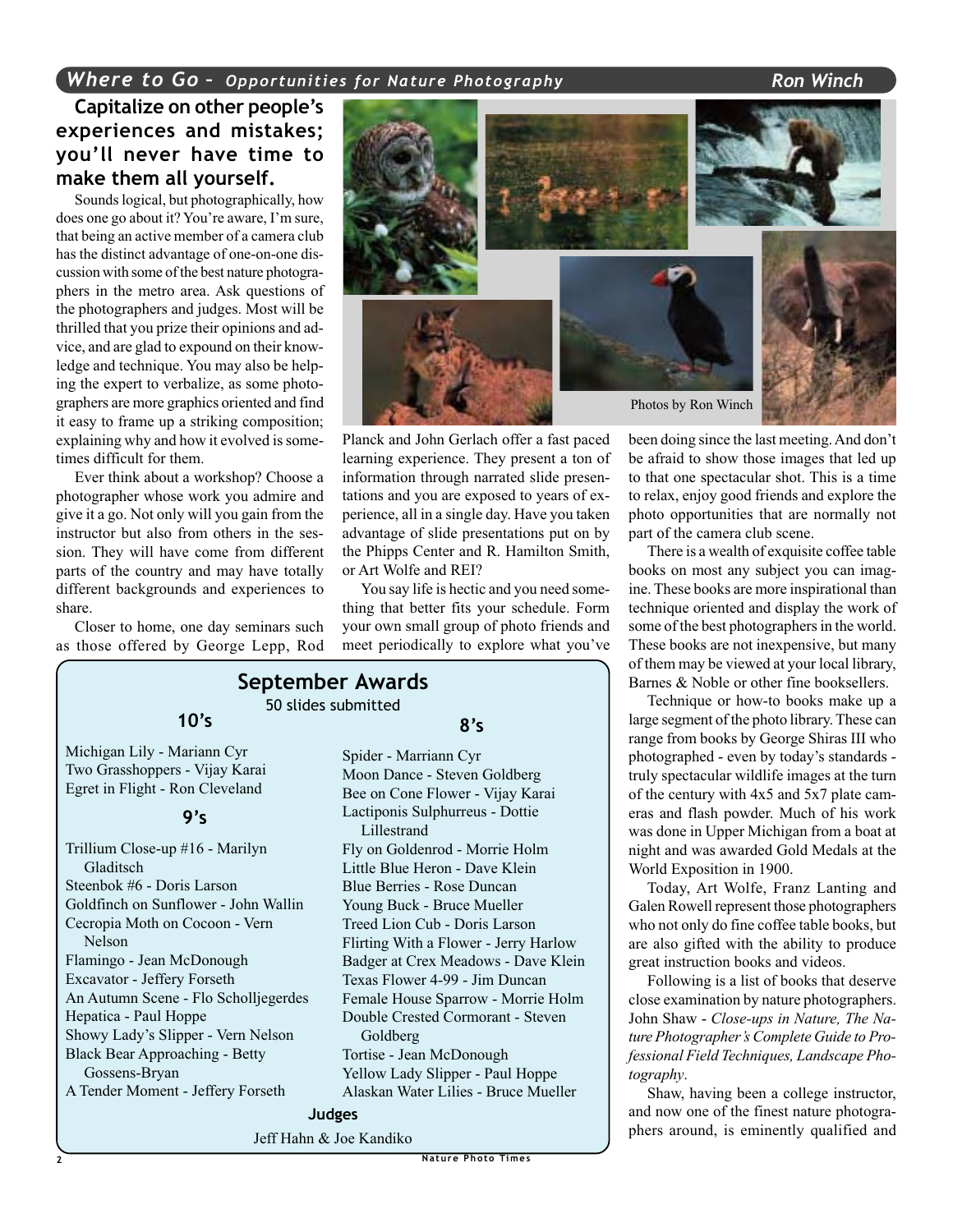## Where to Go – *Opportunities for Nature Photography*

**Ron Winch**

### Capitalize on other people's experiences and mistakes; you'll never have time to make them all yourself.

Sounds logical, but photographically, how does one go about it? You're aware, I'm sure, that being an active member of a camera club has the distinct advantage of one-on-one discussion with some of the best nature photographers in the metro area. Ask questions of the photographers and judges. Most will be thrilled that you prize their opinions and advice, and are glad to expound on their knowledge and technique. You may also be helping the expert to verbalize, as some photographers are more graphics oriented and find it easy to frame up a striking composition; explaining why and how it evolved is sometimes difficult for them.

Ever think about a workshop? Choose a photographer whose work you admire and give it a go. Not only will you gain from the instructor but also from others in the session. They will have come from different parts of the country and may have totally different backgrounds and experiences to share.

Closer to home, one day seminars such as those offered by George Lepp, Rod Planck and John Gerlach offer a fast paced learning experience. They present a ton of information through narrated slide presentations and you are exposed to years of experience, all in a single day. Have you taken advantage of slide presentations put on by the Phipps Center and R. Hamilton Smith, or Art Wolfe and REI?

You say life is hectic and you need something that better fits your schedule. Form your own small group of photo friends and meet periodically to explore what you've been doing since the last meeting. And don't be afraid to show those images that led up to that one spectacular shot. This is a time to relax, enjoy good friends and explore the photo opportunities that are normally not part of the camera club scene.

There is a wealth of exquisite coffee table books on most any subject you can imagine. These books are more inspirational than technique oriented and display the work of some of the best photographers in the world. These books are not inexpensive, but many of them may be viewed at your local library, Barnes & Noble or other fine booksellers.

Technique or how-to books make up a large segment of the photo library. These can range from books by George Shiras III who photographed - even by today's standards - truly spectacular wildlife images at the turn of the century with 4x5 and 5x7 plate cameras and flash powder. Much of his work was done in Upper Michigan from a boat at night and was awarded Gold Medals at the World Exposition in 1900.

Today, Art Wolfe, Franz Lanting and Galen Rowell represent those photographers who not only do fine coffee table books, but are also gifted with the ability to produce great instruction books and videos.

Following is a list of books that deserve close examination by nature photographers. John Shaw - *Close-ups in Nature, The Nature Photographer's Complete Guide to Professional Field Techniques, Landscape Photography*.

Shaw, having been a college instructor, and now one of the finest nature photographers around, is eminently qualified and

Photos by Ron Winch

## September Awards

50 slides submitted

### 10's

- Michigan Lily - Mariann Cyr
- Two Grasshoppers - Vijay Karai
- Egret in Flight - Ron Cleveland

### 9's

- Trillium Close-up #16 - Marilyn Gladitsch
- Steenbok #6 - Doris Larson
- Goldfinch on Sunflower - John Wallin
- Cecropia Moth on Cocoon - Vern Nelson
- Flamingo - Jean McDonough
- Excavator - Jeffery Forseth
- An Autumn Scene - Flo Scholljegerdes
- Hepatica - Paul Hoppe
- Showy Lady's Slipper - Vern Nelson
- Black Bear Approaching - Betty Gossens-Bryan
- A Tender Moment - Jeffery Forseth

### 8's

- Spider - Marriann Cyr
- Moon Dance - Steven Goldberg
- Bee on Cone Flower - Vijay Karai
- Lactiponis Sulphureus - Dottie Lillestrand
- Fly on Goldenrod - Morrie Holm
- Little Blue Heron - Dave Klein
- Blue Berries - Rose Duncan
- Young Buck - Bruce Mueller
- Treed Lion Cub - Doris Larson
- Flirting With a Flower - Jerry Harlow
- Badger at Crex Meadows - Dave Klein
- Texas Flower 4-99 - Jim Duncan
- Female House Sparrow - Morrie Holm
- Double Crested Cormorant - Steven Goldberg
- Tortise - Jean McDonough
- Yellow Lady Slipper - Paul Hoppe
- Alaskan Water Lilies - Bruce Mueller

**Judges**

Jeff Hahn & Joe Kandiko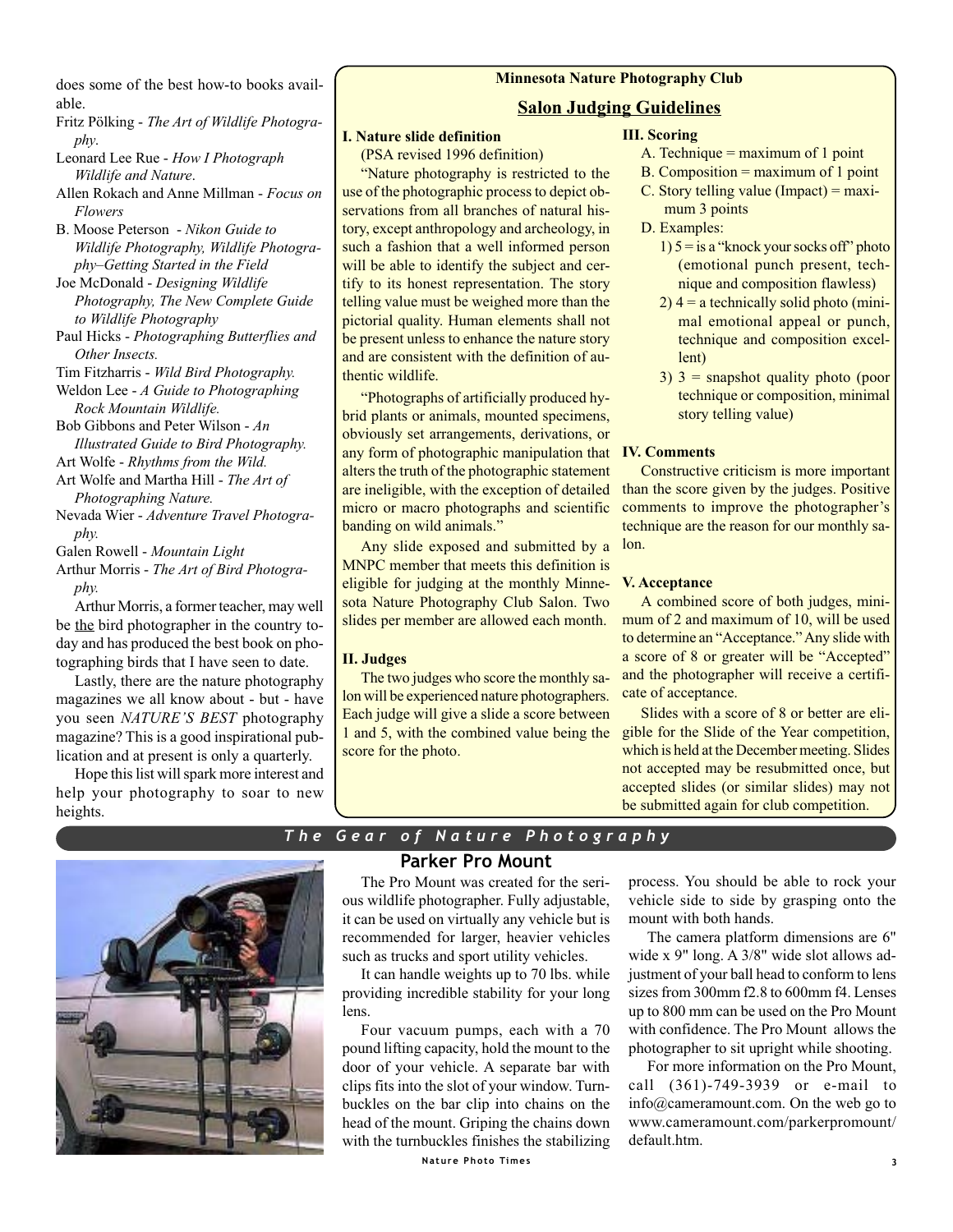does some of the best how-to books available.

- Fritz Pölking - *The Art of Wildlife Photography*.
- Leonard Lee Rue - *How I Photograph Wildlife and Nature*.
- Allen Rokach and Anne Millman - *Focus on Flowers*
- B. Moose Peterson - *Nikon Guide to Wildlife Photography, Wildlife Photography–Getting Started in the Field*
- Joe McDonald - *Designing Wildlife Photography, The New Complete Guide to Wildlife Photography*
- Paul Hicks - *Photographing Butterflies and Other Insects.*
- Tim Fitzharris - *Wild Bird Photography.*
- Weldon Lee - *A Guide to Photographing Rock Mountain Wildlife.*
- Bob Gibbons and Peter Wilson - *An Illustrated Guide to Bird Photography.*
- Art Wolfe - *Rhythms from the Wild.*
- Art Wolfe and Martha Hill - *The Art of Photographing Nature.*
- Nevada Wier - *Adventure Travel Photography.*
- Galen Rowell - *Mountain Light*
- Arthur Morris - *The Art of Bird Photography.*

Arthur Morris, a former teacher, may well be the bird photographer in the country today and has produced the best book on photographing birds that I have seen to date.

Lastly, there are the nature photography magazines we all know about - but - have you seen *NATURE'S BEST* photography magazine? This is a good inspirational publication and at present is only a quarterly.

Hope this list will spark more interest and help your photography to soar to new heights.

**Minnesota Nature Photography Club**

## Salon Judging Guidelines

### I. Nature slide definition

(PSA revised 1996 definition)

"Nature photography is restricted to the use of the photographic process to depict observations from all branches of natural history, except anthropology and archeology, in such a fashion that a well informed person will be able to identify the subject and certify to its honest representation. The story telling value must be weighed more than the pictorial quality. Human elements shall not be present unless to enhance the nature story and are consistent with the definition of authentic wildlife.

"Photographs of artificially produced hybrid plants or animals, mounted specimens, obviously set arrangements, derivations, or any form of photographic manipulation that alters the truth of the photographic statement are ineligible, with the exception of detailed micro or macro photographs and scientific banding on wild animals."

Any slide exposed and submitted by a MNPC member that meets this definition is eligible for judging at the monthly Minnesota Nature Photography Club Salon. Two slides per member are allowed each month.

### II. Judges

The two judges who score the monthly salon will be experienced nature photographers. Each judge will give a slide a score between 1 and 5, with the combined value being the score for the photo.

### III. Scoring

A. Technique = maximum of 1 point

B. Composition = maximum of 1 point

C. Story telling value (Impact) = maximum 3 points

D. Examples:

1) 5 = is a "knock your socks off" photo (emotional punch present, technique and composition flawless)

2) 4 = a technically solid photo (minimal emotional appeal or punch, technique and composition excellent)

3) 3 = snapshot quality photo (poor technique or composition, minimal story telling value)

### IV. Comments

Constructive criticism is more important than the score given by the judges. Positive comments to improve the photographer's technique are the reason for our monthly salon.

### V. Acceptance

A combined score of both judges, minimum of 2 and maximum of 10, will be used to determine an "Acceptance." Any slide with a score of 8 or greater will be "Accepted" and the photographer will receive a certificate of acceptance.

Slides with a score of 8 or better are eligible for the Slide of the Year competition, which is held at the December meeting. Slides not accepted may be resubmitted once, but accepted slides (or similar slides) may not be submitted again for club competition.

## *The Gear of Nature Photography*

### Parker Pro Mount

The Pro Mount was created for the serious wildlife photographer. Fully adjustable, it can be used on virtually any vehicle but is recommended for larger, heavier vehicles such as trucks and sport utility vehicles.

It can handle weights up to 70 lbs. while providing incredible stability for your long lens.

Four vacuum pumps, each with a 70 pound lifting capacity, hold the mount to the door of your vehicle. A separate bar with clips fits into the slot of your window. Turnbuckles on the bar clip into chains on the head of the mount. Griping the chains down with the turnbuckles finishes the stabilizing process. You should be able to rock your vehicle side to side by grasping onto the mount with both hands.

The camera platform dimensions are 6" wide x 9" long. A 3/8" wide slot allows adjustment of your ball head to conform to lens sizes from 300mm f2.8 to 600mm f4. Lenses up to 800 mm can be used on the Pro Mount with confidence. The Pro Mount allows the photographer to sit upright while shooting.

For more information on the Pro Mount, call (361)-749-3939 or e-mail to info@cameramount.com. On the web go to www.cameramount.com/parkerpromount/default.htm.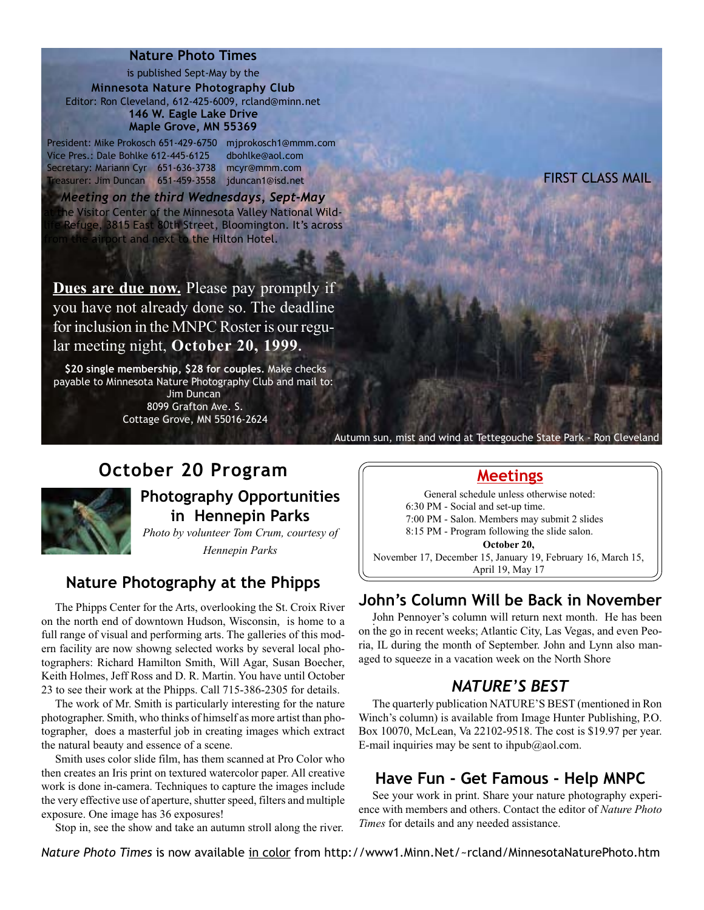**Nature Photo Times**

is published Sept-May by the

**Minnesota Nature Photography Club**

Editor: Ron Cleveland, 612-425-6009, rcland@minn.net

**146 W. Eagle Lake Drive**
**Maple Grove, MN 55369**

President: Mike Prokosch 651-429-6750 mjprokosch1@mmm.com
Vice Pres.: Dale Bohlke 612-445-6125 dbohlke@aol.com
Secretary: Mariann Cyr 651-636-3738 mcyr@mmm.com
Treasurer: Jim Duncan 651-459-3558 jduncan1@isd.net

***Meeting on the third Wednesdays, Sept-May***

at the Visitor Center of the Minnesota Valley National Wildlife Refuge, 3815 East 80th Street, Bloomington. It's across from the airport and next to the Hilton Hotel.

FIRST CLASS MAIL

**Dues are due now.** Please pay promptly if you have not already done so. The deadline for inclusion in the MNPC Roster is our regular meeting night, **October 20, 1999.**

**$20 single membership, $28 for couples.** Make checks payable to Minnesota Nature Photography Club and mail to:
Jim Duncan
8099 Grafton Ave. S.
Cottage Grove, MN 55016-2624

Autumn sun, mist and wind at Tettegouche State Park - Ron Cleveland

## October 20 Program

### Photography Opportunities in Hennepin Parks

*Photo by volunteer Tom Crum, courtesy of Hennepin Parks*

### Nature Photography at the Phipps

The Phipps Center for the Arts, overlooking the St. Croix River on the north end of downtown Hudson, Wisconsin, is home to a full range of visual and performing arts. The galleries of this modern facility are now showng selected works by several local photographers: Richard Hamilton Smith, Will Agar, Susan Boecher, Keith Holmes, Jeff Ross and D. R. Martin. You have until October 23 to see their work at the Phipps. Call 715-386-2305 for details.

The work of Mr. Smith is particularly interesting for the nature photographer. Smith, who thinks of himself as more artist than photographer, does a masterful job in creating images which extract the natural beauty and essence of a scene.

Smith uses color slide film, has them scanned at Pro Color who then creates an Iris print on textured watercolor paper. All creative work is done in-camera. Techniques to capture the images include the very effective use of aperture, shutter speed, filters and multiple exposure. One image has 36 exposures!

Stop in, see the show and take an autumn stroll along the river.

## Meetings

General schedule unless otherwise noted:

6:30 PM - Social and set-up time.
7:00 PM - Salon. Members may submit 2 slides
8:15 PM - Program following the slide salon.

**October 20,**
November 17, December 15, January 19, February 16, March 15, April 19, May 17

### John's Column Will be Back in November

John Pennoyer's column will return next month. He has been on the go in recent weeks; Atlantic City, Las Vegas, and even Peoria, IL during the month of September. John and Lynn also managed to squeeze in a vacation week on the North Shore

### *NATURE'S BEST*

The quarterly publication NATURE'S BEST (mentioned in Ron Winch's column) is available from Image Hunter Publishing, P.O. Box 10070, McLean, Va 22102-9518. The cost is $19.97 per year. E-mail inquiries may be sent to ihpub@aol.com.

### Have Fun - Get Famous - Help MNPC

See your work in print. Share your nature photography experience with members and others. Contact the editor of *Nature Photo Times* for details and any needed assistance.

*Nature Photo Times* is now available in color from http://www1.Minn.Net/~rcland/MinnesotaNaturePhoto.htm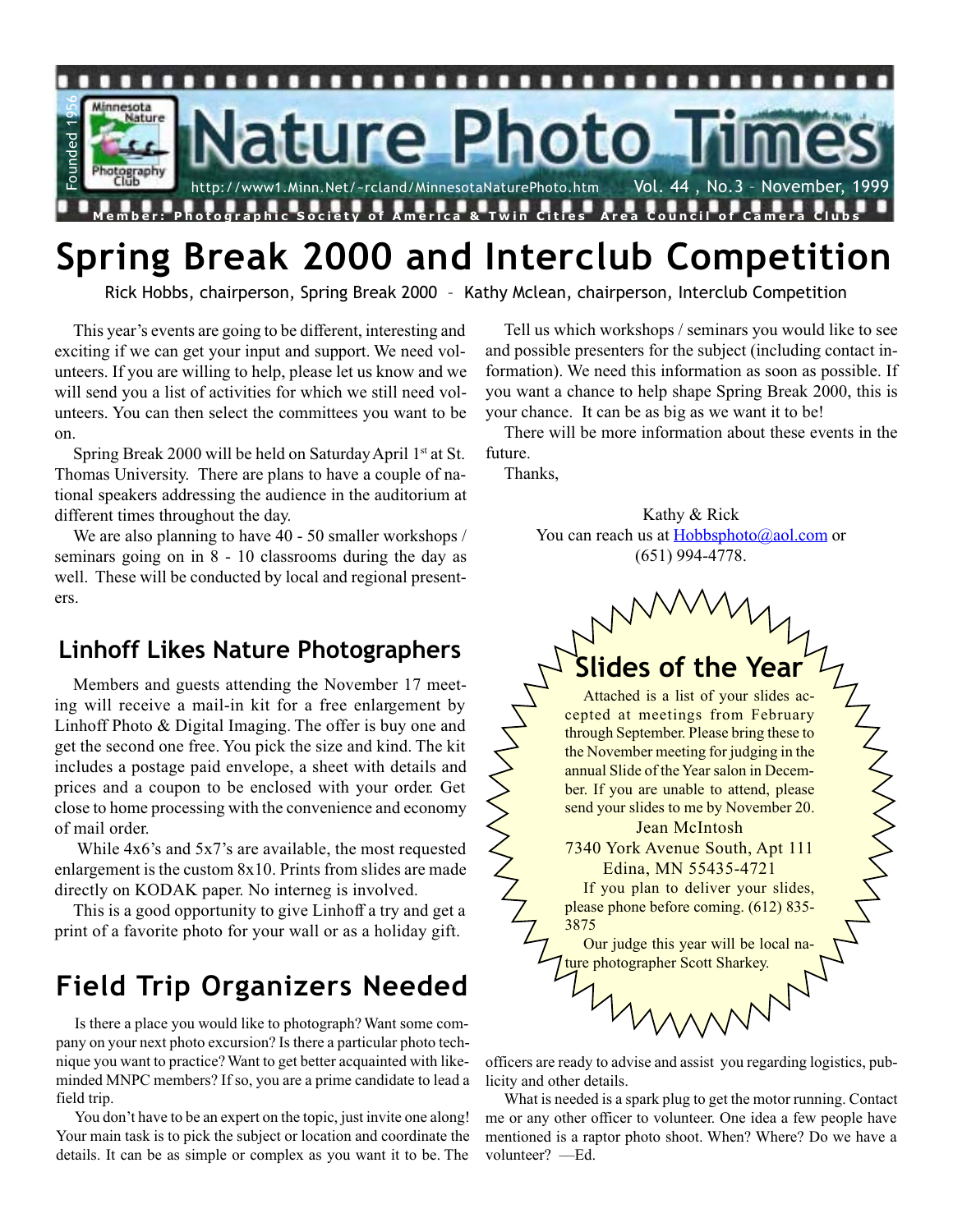# Nature Photo Times

Founded 1956

Minnesota Nature Photography Club

http://www1.Minn.Net/~rcland/MinnesotaNaturePhoto.htm

Vol. 44 , No.3 – November, 1999

Member: Photographic Society of America & Twin Cities Area Council of Camera Clubs

# Spring Break 2000 and Interclub Competition

Rick Hobbs, chairperson, Spring Break 2000 – Kathy Mclean, chairperson, Interclub Competition

This year's events are going to be different, interesting and exciting if we can get your input and support. We need volunteers. If you are willing to help, please let us know and we will send you a list of activities for which we still need volunteers. You can then select the committees you want to be on.

Spring Break 2000 will be held on Saturday April 1st at St. Thomas University. There are plans to have a couple of national speakers addressing the audience in the auditorium at different times throughout the day.

We are also planning to have 40 - 50 smaller workshops / seminars going on in 8 - 10 classrooms during the day as well. These will be conducted by local and regional presenters.

Tell us which workshops / seminars you would like to see and possible presenters for the subject (including contact information). We need this information as soon as possible. If you want a chance to help shape Spring Break 2000, this is your chance. It can be as big as we want it to be!

There will be more information about these events in the future.

Thanks,

Kathy & Rick
You can reach us at Hobbsphoto@aol.com or
(651) 994-4778.

## Linhoff Likes Nature Photographers

Members and guests attending the November 17 meeting will receive a mail-in kit for a free enlargement by Linhoff Photo & Digital Imaging. The offer is buy one and get the second one free. You pick the size and kind. The kit includes a postage paid envelope, a sheet with details and prices and a coupon to be enclosed with your order. Get close to home processing with the convenience and economy of mail order.

While 4x6's and 5x7's are available, the most requested enlargement is the custom 8x10. Prints from slides are made directly on KODAK paper. No interneg is involved.

This is a good opportunity to give Linhoff a try and get a print of a favorite photo for your wall or as a holiday gift.

## Slides of the Year

Attached is a list of your slides accepted at meetings from February through September. Please bring these to the November meeting for judging in the annual Slide of the Year salon in December. If you are unable to attend, please send your slides to me by November 20.

Jean McIntosh
7340 York Avenue South, Apt 111
Edina, MN 55435-4721

If you plan to deliver your slides, please phone before coming. (612) 835-3875

Our judge this year will be local nature photographer Scott Sharkey.

## Field Trip Organizers Needed

Is there a place you would like to photograph? Want some company on your next photo excursion? Is there a particular photo technique you want to practice? Want to get better acquainted with like-minded MNPC members? If so, you are a prime candidate to lead a field trip.

You don't have to be an expert on the topic, just invite one along! Your main task is to pick the subject or location and coordinate the details. It can be as simple or complex as you want it to be. The officers are ready to advise and assist you regarding logistics, publicity and other details.

What is needed is a spark plug to get the motor running. Contact me or any other officer to volunteer. One idea a few people have mentioned is a raptor photo shoot. When? Where? Do we have a volunteer? —Ed.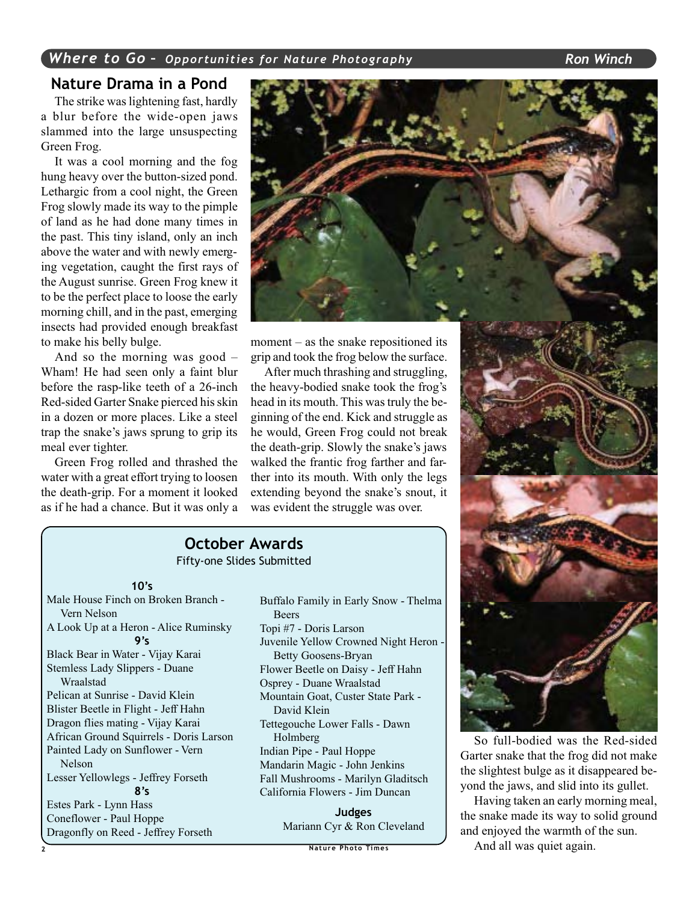## Where to Go – *Opportunities for Nature Photography*

**Ron Winch**

### Nature Drama in a Pond

The strike was lightening fast, hardly a blur before the wide-open jaws slammed into the large unsuspecting Green Frog.

It was a cool morning and the fog hung heavy over the button-sized pond. Lethargic from a cool night, the Green Frog slowly made its way to the pimple of land as he had done many times in the past. This tiny island, only an inch above the water and with newly emerging vegetation, caught the first rays of the August sunrise. Green Frog knew it to be the perfect place to loose the early morning chill, and in the past, emerging insects had provided enough breakfast to make his belly bulge.

And so the morning was good – Wham! He had seen only a faint blur before the rasp-like teeth of a 26-inch Red-sided Garter Snake pierced his skin in a dozen or more places. Like a steel trap the snake's jaws sprung to grip its meal ever tighter.

Green Frog rolled and thrashed the water with a great effort trying to loosen the death-grip. For a moment it looked as if he had a chance. But it was only a moment – as the snake repositioned its grip and took the frog below the surface.

After much thrashing and struggling, the heavy-bodied snake took the frog's head in its mouth. This was truly the beginning of the end. Kick and struggle as he would, Green Frog could not break the death-grip. Slowly the snake's jaws walked the frantic frog farther and farther into its mouth. With only the legs extending beyond the snake's snout, it was evident the struggle was over.

So full-bodied was the Red-sided Garter snake that the frog did not make the slightest bulge as it disappeared beyond the jaws, and slid into its gullet.

Having taken an early morning meal, the snake made its way to solid ground and enjoyed the warmth of the sun.

And all was quiet again.

### October Awards

Fifty-one Slides Submitted

**10's**

Male House Finch on Broken Branch - Vern Nelson
A Look Up at a Heron - Alice Ruminsky

**9's**

Black Bear in Water - Vijay Karai
Stemless Lady Slippers - Duane Wraalstad
Pelican at Sunrise - David Klein
Blister Beetle in Flight - Jeff Hahn
Dragon flies mating - Vijay Karai
African Ground Squirrels - Doris Larson
Painted Lady on Sunflower - Vern Nelson
Lesser Yellowlegs - Jeffrey Forseth

**8's**

Estes Park - Lynn Hass
Coneflower - Paul Hoppe
Dragonfly on Reed - Jeffrey Forseth
Buffalo Family in Early Snow - Thelma Beers
Topi #7 - Doris Larson
Juvenile Yellow Crowned Night Heron - Betty Goosens-Bryan
Flower Beetle on Daisy - Jeff Hahn
Osprey - Duane Wraalstad
Mountain Goat, Custer State Park - David Klein
Tettegouche Lower Falls - Dawn Holmberg
Indian Pipe - Paul Hoppe
Mandarin Magic - John Jenkins
Fall Mushrooms - Marilyn Gladitsch
California Flowers - Jim Duncan

**Judges**

Mariann Cyr & Ron Cleveland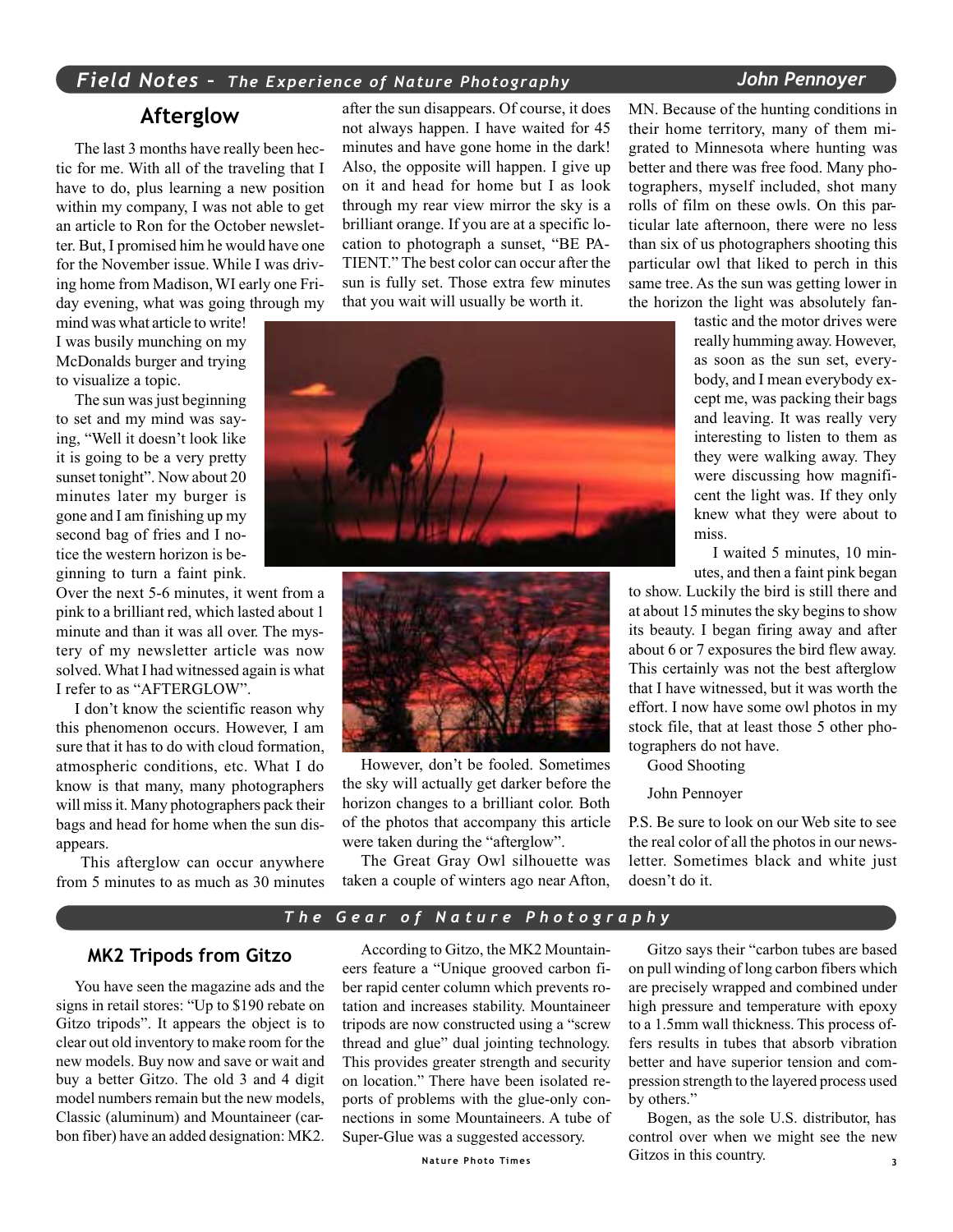## Field Notes – The Experience of Nature Photography

**John Pennoyer**

### Afterglow

The last 3 months have really been hectic for me. With all of the traveling that I have to do, plus learning a new position within my company, I was not able to get an article to Ron for the October newsletter. But, I promised him he would have one for the November issue. While I was driving home from Madison, WI early one Friday evening, what was going through my mind was what article to write! I was busily munching on my McDonalds burger and trying to visualize a topic.

The sun was just beginning to set and my mind was saying, "Well it doesn't look like it is going to be a very pretty sunset tonight". Now about 20 minutes later my burger is gone and I am finishing up my second bag of fries and I notice the western horizon is beginning to turn a faint pink. Over the next 5-6 minutes, it went from a pink to a brilliant red, which lasted about 1 minute and than it was all over. The mystery of my newsletter article was now solved. What I had witnessed again is what I refer to as "AFTERGLOW".

I don't know the scientific reason why this phenomenon occurs. However, I am sure that it has to do with cloud formation, atmospheric conditions, etc. What I do know is that many, many photographers will miss it. Many photographers pack their bags and head for home when the sun disappears.

This afterglow can occur anywhere from 5 minutes to as much as 30 minutes after the sun disappears. Of course, it does not always happen. I have waited for 45 minutes and have gone home in the dark! Also, the opposite will happen. I give up on it and head for home but I as look through my rear view mirror the sky is a brilliant orange. If you are at a specific location to photograph a sunset, "BE PATIENT." The best color can occur after the sun is fully set. Those extra few minutes that you wait will usually be worth it.

However, don't be fooled. Sometimes the sky will actually get darker before the horizon changes to a brilliant color. Both of the photos that accompany this article were taken during the "afterglow".

The Great Gray Owl silhouette was taken a couple of winters ago near Afton, MN. Because of the hunting conditions in their home territory, many of them migrated to Minnesota where hunting was better and there was free food. Many photographers, myself included, shot many rolls of film on these owls. On this particular late afternoon, there were no less than six of us photographers shooting this particular owl that liked to perch in this same tree. As the sun was getting lower in the horizon the light was absolutely fantastic and the motor drives were really humming away. However, as soon as the sun set, everybody, and I mean everybody except me, was packing their bags and leaving. It was really very interesting to listen to them as they were walking away. They were discussing how magnificent the light was. If they only knew what they were about to miss.

I waited 5 minutes, 10 minutes, and then a faint pink began to show. Luckily the bird is still there and at about 15 minutes the sky begins to show its beauty. I began firing away and after about 6 or 7 exposures the bird flew away. This certainly was not the best afterglow that I have witnessed, but it was worth the effort. I now have some owl photos in my stock file, that at least those 5 other photographers do not have.

Good Shooting

John Pennoyer

P.S. Be sure to look on our Web site to see the real color of all the photos in our newsletter. Sometimes black and white just doesn't do it.

## The Gear of Nature Photography

### MK2 Tripods from Gitzo

You have seen the magazine ads and the signs in retail stores: "Up to $190 rebate on Gitzo tripods". It appears the object is to clear out old inventory to make room for the new models. Buy now and save or wait and buy a better Gitzo. The old 3 and 4 digit model numbers remain but the new models, Classic (aluminum) and Mountaineer (carbon fiber) have an added designation: MK2.

According to Gitzo, the MK2 Mountaineers feature a "Unique grooved carbon fiber rapid center column which prevents rotation and increases stability. Mountaineer tripods are now constructed using a "screw thread and glue" dual jointing technology. This provides greater strength and security on location." There have been isolated reports of problems with the glue-only connections in some Mountaineers. A tube of Super-Glue was a suggested accessory.

Gitzo says their "carbon tubes are based on pull winding of long carbon fibers which are precisely wrapped and combined under high pressure and temperature with epoxy to a 1.5mm wall thickness. This process offers results in tubes that absorb vibration better and have superior tension and compression strength to the layered process used by others."

Bogen, as the sole U.S. distributor, has control over when we might see the new Gitzos in this country.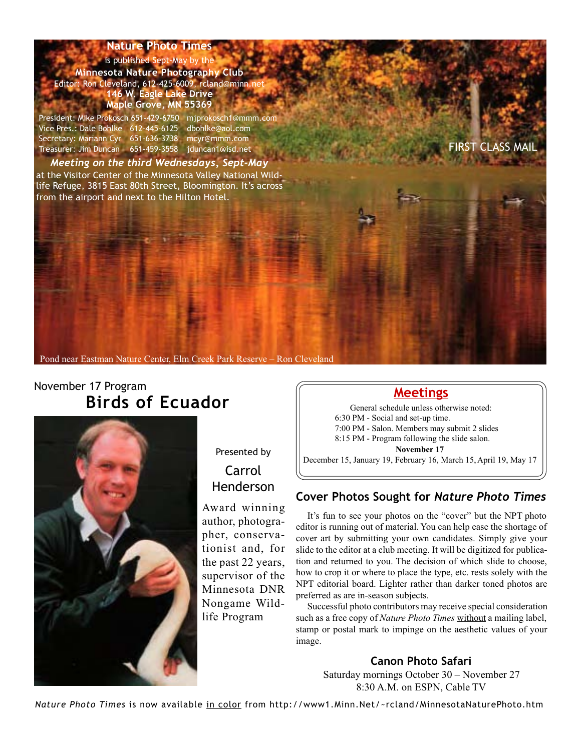**Nature Photo Times**

is published Sept-May by the

**Minnesota Nature Photography Club**

Editor: Ron Cleveland, 612-425-6009, rcland@minn.net

**146 W. Eagle Lake Drive**

**Maple Grove, MN 55369**

President: Mike Prokosch 651-429-6750 mjprokosch1@mmm.com
Vice Pres.: Dale Bohlke 612-445-6125 dbohlke@aol.com
Secretary: Mariann Cyr 651-636-3738 mcyr@mmm.com
Treasurer: Jim Duncan 651-459-3558 jduncan1@isd.net

***Meeting on the third Wednesdays, Sept-May***

at the Visitor Center of the Minnesota Valley National Wildlife Refuge, 3815 East 80th Street, Bloomington. It's across from the airport and next to the Hilton Hotel.

FIRST CLASS MAIL

Pond near Eastman Nature Center, Elm Creek Park Reserve – Ron Cleveland

November 17 Program

# Birds of Ecuador

Presented by

Carrol Henderson

Award winning author, photographer, conservationist and, for the past 22 years, supervisor of the Minnesota DNR Nongame Wildlife Program

## Meetings

General schedule unless otherwise noted:
6:30 PM - Social and set-up time.
7:00 PM - Salon. Members may submit 2 slides
8:15 PM - Program following the slide salon.

**November 17**

December 15, January 19, February 16, March 15, April 19, May 17

## Cover Photos Sought for *Nature Photo Times*

It's fun to see your photos on the "cover" but the NPT photo editor is running out of material. You can help ease the shortage of cover art by submitting your own candidates. Simply give your slide to the editor at a club meeting. It will be digitized for publication and returned to you. The decision of which slide to choose, how to crop it or where to place the type, etc. rests solely with the NPT editorial board. Lighter rather than darker toned photos are preferred as are in-season subjects.

Successful photo contributors may receive special consideration such as a free copy of *Nature Photo Times* without a mailing label, stamp or postal mark to impinge on the aesthetic values of your image.

### Canon Photo Safari

Saturday mornings October 30 – November 27
8:30 A.M. on ESPN, Cable TV

*Nature Photo Times* is now available in color from http://www1.Minn.Net/~rcland/MinnesotaNaturePhoto.htm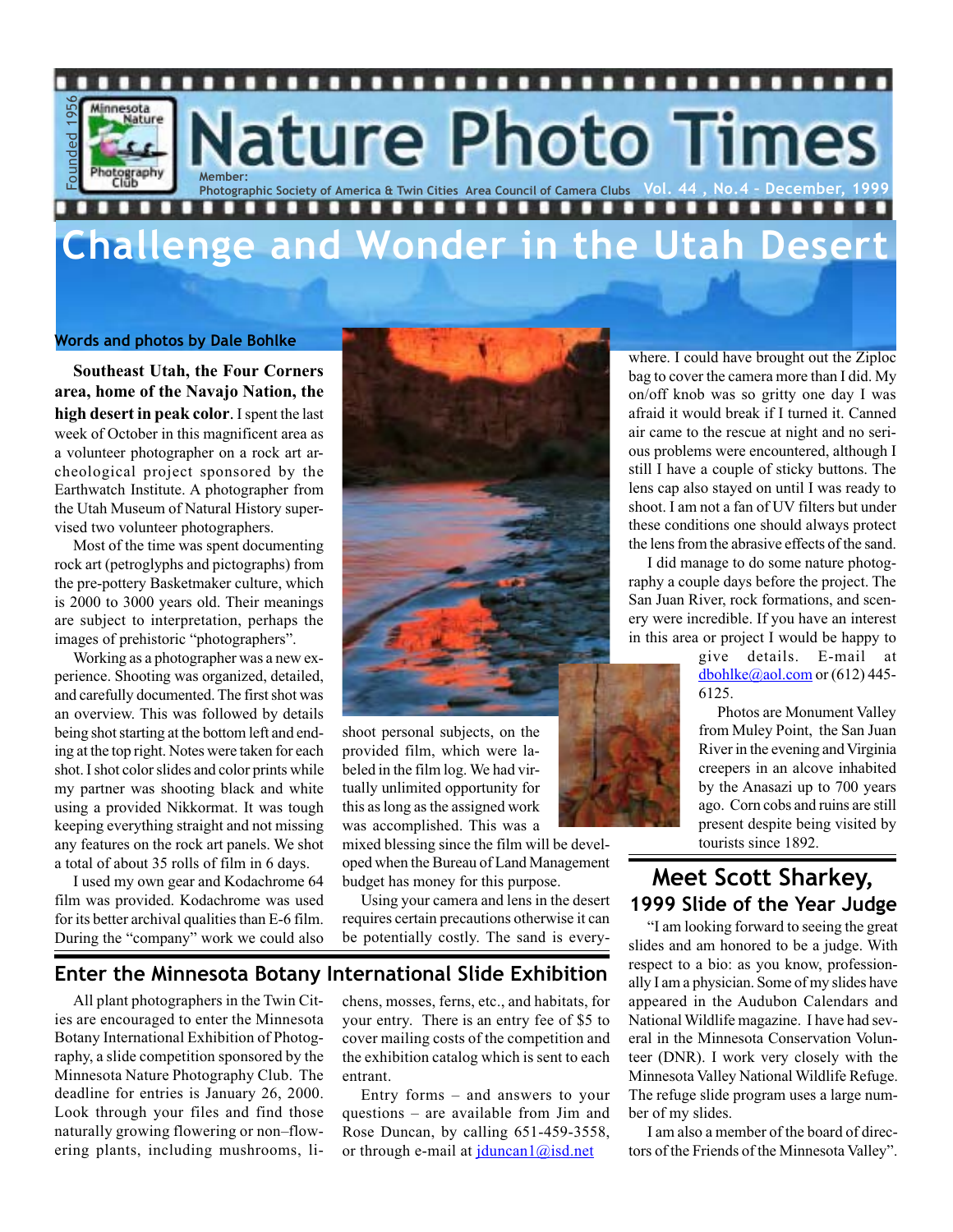# Nature Photo Times

Founded 1956 — Minnesota Nature Photography Club

Member: Photographic Society of America & Twin Cities Area Council of Camera Clubs

Vol. 44 , No.4 – December, 1999

## Challenge and Wonder in the Utah Desert

**Words and photos by Dale Bohlke**

**Southeast Utah, the Four Corners area, home of the Navajo Nation, the high desert in peak color.** I spent the last week of October in this magnificent area as a volunteer photographer on a rock art archeological project sponsored by the Earthwatch Institute. A photographer from the Utah Museum of Natural History supervised two volunteer photographers.

Most of the time was spent documenting rock art (petroglyphs and pictographs) from the pre-pottery Basketmaker culture, which is 2000 to 3000 years old. Their meanings are subject to interpretation, perhaps the images of prehistoric "photographers".

Working as a photographer was a new experience. Shooting was organized, detailed, and carefully documented. The first shot was an overview. This was followed by details being shot starting at the bottom left and ending at the top right. Notes were taken for each shot. I shot color slides and color prints while my partner was shooting black and white using a provided Nikkormat. It was tough keeping everything straight and not missing any features on the rock art panels. We shot a total of about 35 rolls of film in 6 days.

I used my own gear and Kodachrome 64 film was provided. Kodachrome was used for its better archival qualities than E-6 film. During the "company" work we could also shoot personal subjects, on the provided film, which were labeled in the film log. We had virtually unlimited opportunity for this as long as the assigned work was accomplished. This was a mixed blessing since the film will be developed when the Bureau of Land Management budget has money for this purpose.

Using your camera and lens in the desert requires certain precautions otherwise it can be potentially costly. The sand is everywhere. I could have brought out the Ziploc bag to cover the camera more than I did. My on/off knob was so gritty one day I was afraid it would break if I turned it. Canned air came to the rescue at night and no serious problems were encountered, although I still I have a couple of sticky buttons. The lens cap also stayed on until I was ready to shoot. I am not a fan of UV filters but under these conditions one should always protect the lens from the abrasive effects of the sand.

I did manage to do some nature photography a couple days before the project. The San Juan River, rock formations, and scenery were incredible. If you have an interest in this area or project I would be happy to give details. E-mail at dbohlke@aol.com or (612) 445-6125.

Photos are Monument Valley from Muley Point, the San Juan River in the evening and Virginia creepers in an alcove inhabited by the Anasazi up to 700 years ago. Corn cobs and ruins are still present despite being visited by tourists since 1892.

## Enter the Minnesota Botany International Slide Exhibition

All plant photographers in the Twin Cities are encouraged to enter the Minnesota Botany International Exhibition of Photography, a slide competition sponsored by the Minnesota Nature Photography Club. The deadline for entries is January 26, 2000. Look through your files and find those naturally growing flowering or non–flowering plants, including mushrooms, lichens, mosses, ferns, etc., and habitats, for your entry. There is an entry fee of $5 to cover mailing costs of the competition and the exhibition catalog which is sent to each entrant.

Entry forms – and answers to your questions – are available from Jim and Rose Duncan, by calling 651-459-3558, or through e-mail at jduncan1@isd.net

## Meet Scott Sharkey, 1999 Slide of the Year Judge

"I am looking forward to seeing the great slides and am honored to be a judge. With respect to a bio: as you know, professionally I am a physician. Some of my slides have appeared in the Audubon Calendars and National Wildlife magazine. I have had several in the Minnesota Conservation Volunteer (DNR). I work very closely with the Minnesota Valley National Wildlife Refuge. The refuge slide program uses a large number of my slides.

I am also a member of the board of directors of the Friends of the Minnesota Valley".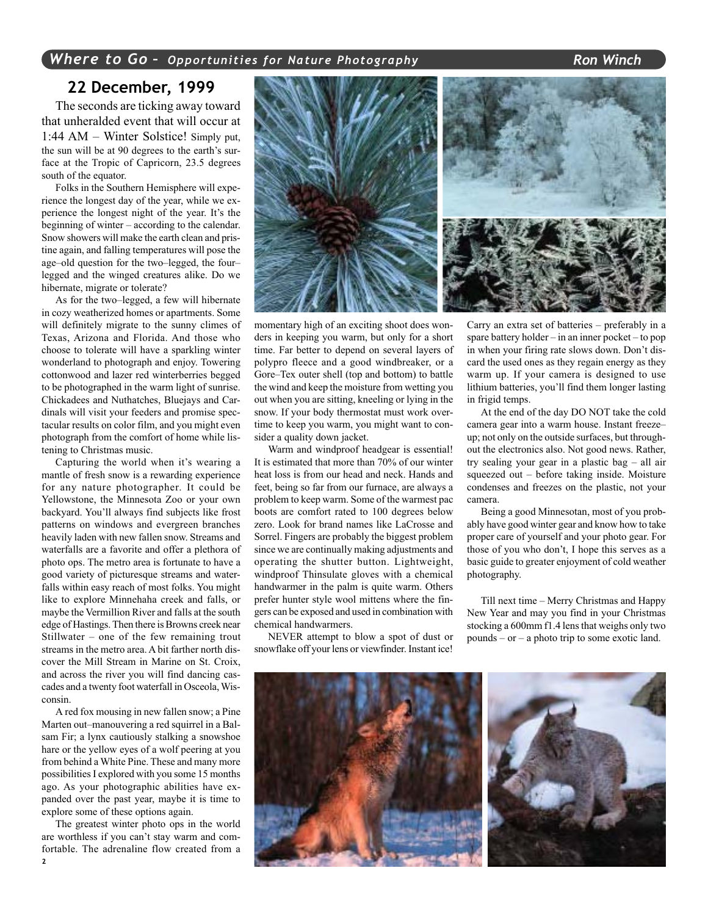## Where to Go – *Opportunities for Nature Photography*

Ron Winch

## 22 December, 1999

The seconds are ticking away toward that unheralded event that will occur at 1:44 AM – Winter Solstice! Simply put, the sun will be at 90 degrees to the earth's surface at the Tropic of Capricorn, 23.5 degrees south of the equator.

Folks in the Southern Hemisphere will experience the longest day of the year, while we experience the longest night of the year. It's the beginning of winter – according to the calendar. Snow showers will make the earth clean and pristine again, and falling temperatures will pose the age–old question for the two–legged, the four–legged and the winged creatures alike. Do we hibernate, migrate or tolerate?

As for the two–legged, a few will hibernate in cozy weatherized homes or apartments. Some will definitely migrate to the sunny climes of Texas, Arizona and Florida. And those who choose to tolerate will have a sparkling winter wonderland to photograph and enjoy. Towering cottonwood and lazer red winterberries begged to be photographed in the warm light of sunrise. Chickadees and Nuthatches, Bluejays and Cardinals will visit your feeders and promise spectacular results on color film, and you might even photograph from the comfort of home while listening to Christmas music.

Capturing the world when it's wearing a mantle of fresh snow is a rewarding experience for any nature photographer. It could be Yellowstone, the Minnesota Zoo or your own backyard. You'll always find subjects like frost patterns on windows and evergreen branches heavily laden with new fallen snow. Streams and waterfalls are a favorite and offer a plethora of photo ops. The metro area is fortunate to have a good variety of picturesque streams and waterfalls within easy reach of most folks. You might like to explore Minnehaha creek and falls, or maybe the Vermillion River and falls at the south edge of Hastings. Then there is Browns creek near Stillwater – one of the few remaining trout streams in the metro area. A bit farther north discover the Mill Stream in Marine on St. Croix, and across the river you will find dancing cascades and a twenty foot waterfall in Osceola, Wisconsin.

A red fox mousing in new fallen snow; a Pine Marten out–manouvering a red squirrel in a Balsam Fir; a lynx cautiously stalking a snowshoe hare or the yellow eyes of a wolf peering at you from behind a White Pine. These and many more possibilities I explored with you some 15 months ago. As your photographic abilities have expanded over the past year, maybe it is time to explore some of these options again.

The greatest winter photo ops in the world are worthless if you can't stay warm and comfortable. The adrenaline flow created from a momentary high of an exciting shoot does wonders in keeping you warm, but only for a short time. Far better to depend on several layers of polypro fleece and a good windbreaker, or a Gore–Tex outer shell (top and bottom) to battle the wind and keep the moisture from wetting you out when you are sitting, kneeling or lying in the snow. If your body thermostat must work overtime to keep you warm, you might want to consider a quality down jacket.

Warm and windproof headgear is essential! It is estimated that more than 70% of our winter heat loss is from our head and neck. Hands and feet, being so far from our furnace, are always a problem to keep warm. Some of the warmest pac boots are comfort rated to 100 degrees below zero. Look for brand names like LaCrosse and Sorrel. Fingers are probably the biggest problem since we are continually making adjustments and operating the shutter button. Lightweight, windproof Thinsulate gloves with a chemical handwarmer in the palm is quite warm. Others prefer hunter style wool mittens where the fingers can be exposed and used in combination with chemical handwarmers.

NEVER attempt to blow a spot of dust or snowflake off your lens or viewfinder. Instant ice! Carry an extra set of batteries – preferably in a spare battery holder – in an inner pocket – to pop in when your firing rate slows down. Don't discard the used ones as they regain energy as they warm up. If your camera is designed to use lithium batteries, you'll find them longer lasting in frigid temps.

At the end of the day DO NOT take the cold camera gear into a warm house. Instant freeze–up; not only on the outside surfaces, but throughout the electronics also. Not good news. Rather, try sealing your gear in a plastic bag – all air squeezed out – before taking inside. Moisture condenses and freezes on the plastic, not your camera.

Being a good Minnesotan, most of you probably have good winter gear and know how to take proper care of yourself and your photo gear. For those of you who don't, I hope this serves as a basic guide to greater enjoyment of cold weather photography.

Till next time – Merry Christmas and Happy New Year and may you find in your Christmas stocking a 600mm f1.4 lens that weighs only two pounds – or – a photo trip to some exotic land.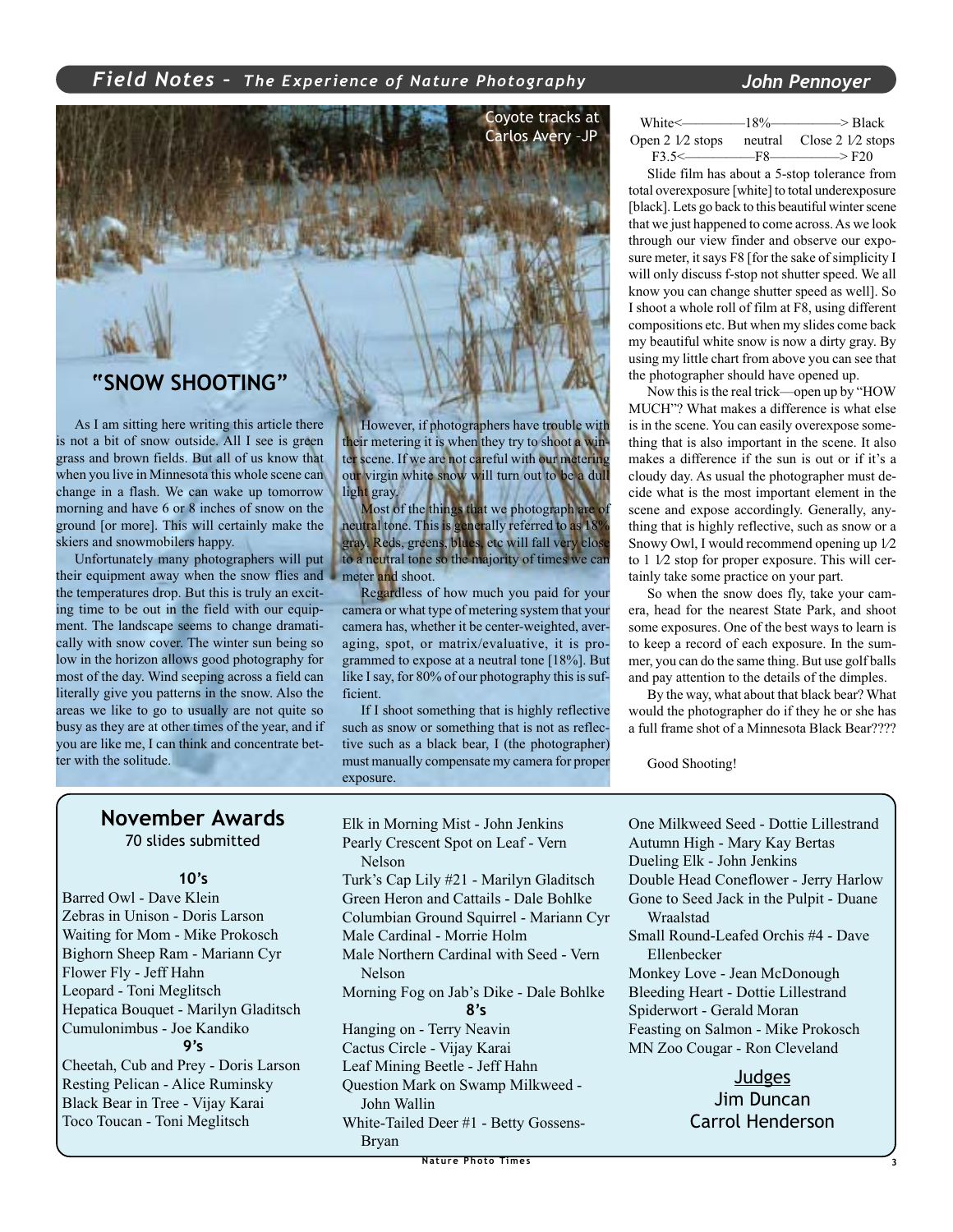## Field Notes – *The Experience of Nature Photography*

**John Pennoyer**

Coyote tracks at Carlos Avery –JP

## "SNOW SHOOTING"

As I am sitting here writing this article there is not a bit of snow outside. All I see is green grass and brown fields. But all of us know that when you live in Minnesota this whole scene can change in a flash. We can wake up tomorrow morning and have 6 or 8 inches of snow on the ground [or more]. This will certainly make the skiers and snowmobilers happy.

Unfortunately many photographers will put their equipment away when the snow flies and the temperatures drop. But this is truly an exciting time to be out in the field with our equipment. The landscape seems to change dramatically with snow cover. The winter sun being so low in the horizon allows good photography for most of the day. Wind seeping across a field can literally give you patterns in the snow. Also the areas we like to go to usually are not quite so busy as they are at other times of the year, and if you are like me, I can think and concentrate better with the solitude.

However, if photographers have trouble with their metering it is when they try to shoot a winter scene. If we are not careful with our metering our virgin white snow will turn out to be a dull light gray.

Most of the things that we photograph are of neutral tone. This is generally referred to as 18% gray. Reds, greens, blues, etc will fall very close to a neutral tone so the majority of times we can meter and shoot.

Regardless of how much you paid for your camera or what type of metering system that your camera has, whether it be center-weighted, averaging, spot, or matrix/evaluative, it is programmed to expose at a neutral tone [18%]. But like I say, for 80% of our photography this is sufficient.

If I shoot something that is highly reflective such as snow or something that is not as reflective such as a black bear, I (the photographer) must manually compensate my camera for proper exposure.

| White<———— | 18% | ————> Black |
|---|---|---|
| Open 2 1⁄2 stops | neutral | Close 2 1⁄2 stops |
| F3.5<———— | F8 | ————> F20 |

Slide film has about a 5-stop tolerance from total overexposure [white] to total underexposure [black]. Lets go back to this beautiful winter scene that we just happened to come across. As we look through our view finder and observe our exposure meter, it says F8 [for the sake of simplicity I will only discuss f-stop not shutter speed. We all know you can change shutter speed as well]. So I shoot a whole roll of film at F8, using different compositions etc. But when my slides come back my beautiful white snow is now a dirty gray. By using my little chart from above you can see that the photographer should have opened up.

Now this is the real trick—open up by "HOW MUCH"? What makes a difference is what else is in the scene. You can easily overexpose something that is also important in the scene. It also makes a difference if the sun is out or if it's a cloudy day. As usual the photographer must decide what is the most important element in the scene and expose accordingly. Generally, anything that is highly reflective, such as snow or a Snowy Owl, I would recommend opening up 1⁄2 to 1 1⁄2 stop for proper exposure. This will certainly take some practice on your part.

So when the snow does fly, take your camera, head for the nearest State Park, and shoot some exposures. One of the best ways to learn is to keep a record of each exposure. In the summer, you can do the same thing. But use golf balls and pay attention to the details of the dimples.

By the way, what about that black bear? What would the photographer do if they he or she has a full frame shot of a Minnesota Black Bear????

Good Shooting!

## November Awards

70 slides submitted

### 10's

- Barred Owl - Dave Klein
- Zebras in Unison - Doris Larson
- Waiting for Mom - Mike Prokosch
- Bighorn Sheep Ram - Mariann Cyr
- Flower Fly - Jeff Hahn
- Leopard - Toni Meglitsch
- Hepatica Bouquet - Marilyn Gladitsch
- Cumulonimbus - Joe Kandiko

### 9's

- Cheetah, Cub and Prey - Doris Larson
- Resting Pelican - Alice Ruminsky
- Black Bear in Tree - Vijay Karai
- Toco Toucan - Toni Meglitsch
- Elk in Morning Mist - John Jenkins
- Pearly Crescent Spot on Leaf - Vern Nelson
- Turk's Cap Lily #21 - Marilyn Gladitsch
- Green Heron and Cattails - Dale Bohlke
- Columbian Ground Squirrel - Mariann Cyr
- Male Cardinal - Morrie Holm
- Male Northern Cardinal with Seed - Vern Nelson
- Morning Fog on Jab's Dike - Dale Bohlke

### 8's

- Hanging on - Terry Neavin
- Cactus Circle - Vijay Karai
- Leaf Mining Beetle - Jeff Hahn
- Question Mark on Swamp Milkweed - John Wallin
- White-Tailed Deer #1 - Betty Gossens-Bryan
- One Milkweed Seed - Dottie Lillestrand
- Autumn High - Mary Kay Bertas
- Dueling Elk - John Jenkins
- Double Head Coneflower - Jerry Harlow
- Gone to Seed Jack in the Pulpit - Duane Wraalstad
- Small Round-Leafed Orchis #4 - Dave Ellenbecker
- Monkey Love - Jean McDonough
- Bleeding Heart - Dottie Lillestrand
- Spiderwort - Gerald Moran
- Feasting on Salmon - Mike Prokosch
- MN Zoo Cougar - Ron Cleveland

<u>Judges</u>
Jim Duncan
Carrol Henderson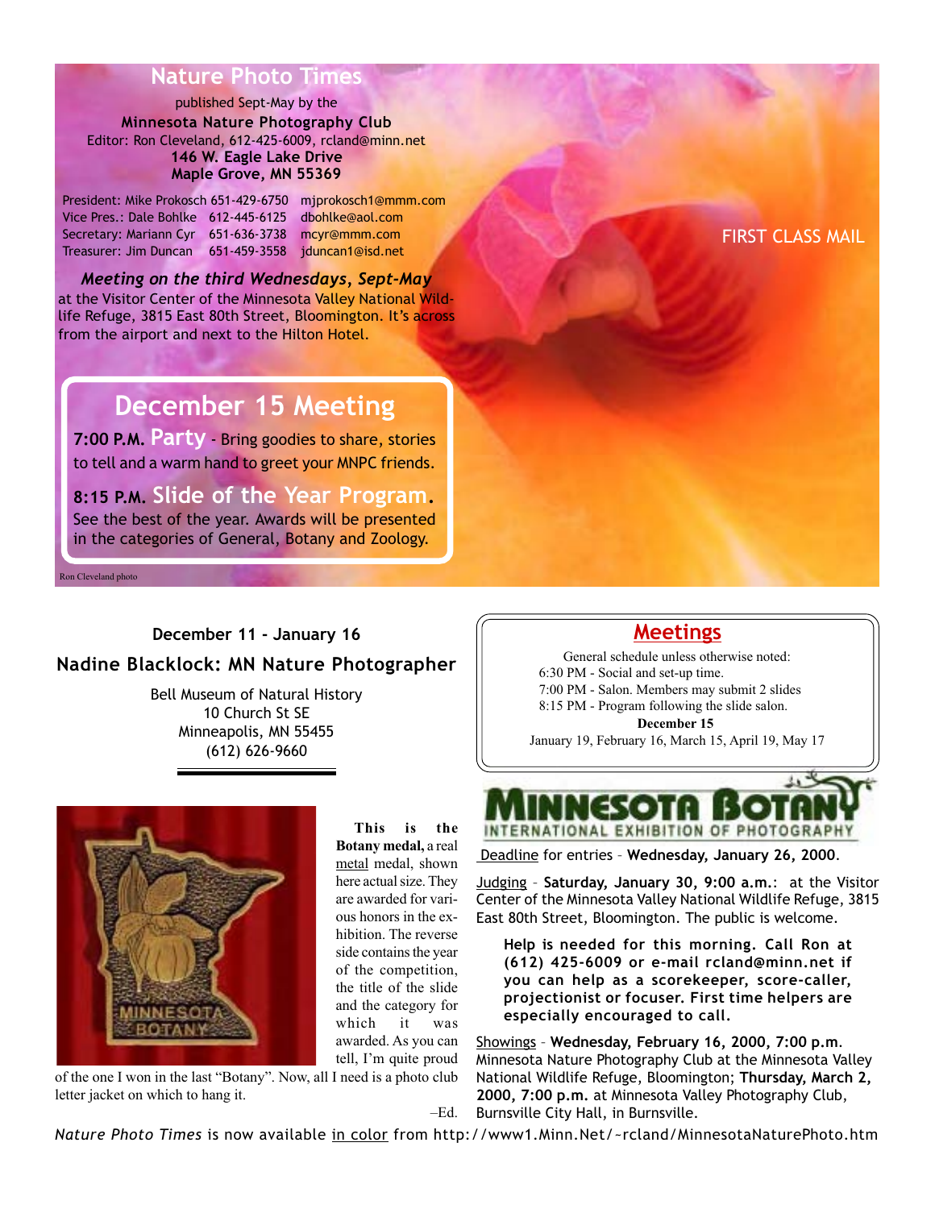# Nature Photo Times

published Sept-May by the

**Minnesota Nature Photography Club**

Editor: Ron Cleveland, 612-425-6009, rcland@minn.net

**146 W. Eagle Lake Drive**
**Maple Grove, MN 55369**

| | | |
|---|---|---|
| President: Mike Prokosch | 651-429-6750 | mjprokosch1@mmm.com |
| Vice Pres.: Dale Bohlke | 612-445-6125 | dbohlke@aol.com |
| Secretary: Mariann Cyr | 651-636-3738 | mcyr@mmm.com |
| Treasurer: Jim Duncan | 651-459-3558 | jduncan1@isd.net |

***Meeting on the third Wednesdays, Sept-May***
at the Visitor Center of the Minnesota Valley National Wildlife Refuge, 3815 East 80th Street, Bloomington. It's across from the airport and next to the Hilton Hotel.

FIRST CLASS MAIL

## December 15 Meeting

**7:00 P.M. Party** - Bring goodies to share, stories to tell and a warm hand to greet your MNPC friends.

**8:15 P.M. Slide of the Year Program.** See the best of the year. Awards will be presented in the categories of General, Botany and Zoology.

Ron Cleveland photo

**December 11 - January 16**

**Nadine Blacklock: MN Nature Photographer**

Bell Museum of Natural History
10 Church St SE
Minneapolis, MN 55455
(612) 626-9660

**This is the Botany medal,** a real metal medal, shown here actual size. They are awarded for various honors in the exhibition. The reverse side contains the year of the competition, the title of the slide and the category for which it was awarded. As you can tell, I'm quite proud of the one I won in the last "Botany". Now, all I need is a photo club letter jacket on which to hang it.

–Ed.

## Meetings

General schedule unless otherwise noted:
6:30 PM - Social and set-up time.
7:00 PM - Salon. Members may submit 2 slides
8:15 PM - Program following the slide salon.
**December 15**
January 19, February 16, March 15, April 19, May 17

## MINNESOTA BOTANY
INTERNATIONAL EXHIBITION OF PHOTOGRAPHY

Deadline for entries – **Wednesday, January 26, 2000.**

Judging – **Saturday, January 30, 9:00 a.m.**: at the Visitor Center of the Minnesota Valley National Wildlife Refuge, 3815 East 80th Street, Bloomington. The public is welcome.

**Help is needed for this morning. Call Ron at (612) 425-6009 or e-mail rcland@minn.net if you can help as a scorekeeper, score-caller, projectionist or focuser. First time helpers are especially encouraged to call.**

Showings – **Wednesday, February 16, 2000, 7:00 p.m.** Minnesota Nature Photography Club at the Minnesota Valley National Wildlife Refuge, Bloomington; **Thursday, March 2, 2000, 7:00 p.m.** at Minnesota Valley Photography Club, Burnsville City Hall, in Burnsville.

*Nature Photo Times* is now available in color from http://www1.Minn.Net/~rcland/MinnesotaNaturePhoto.htm